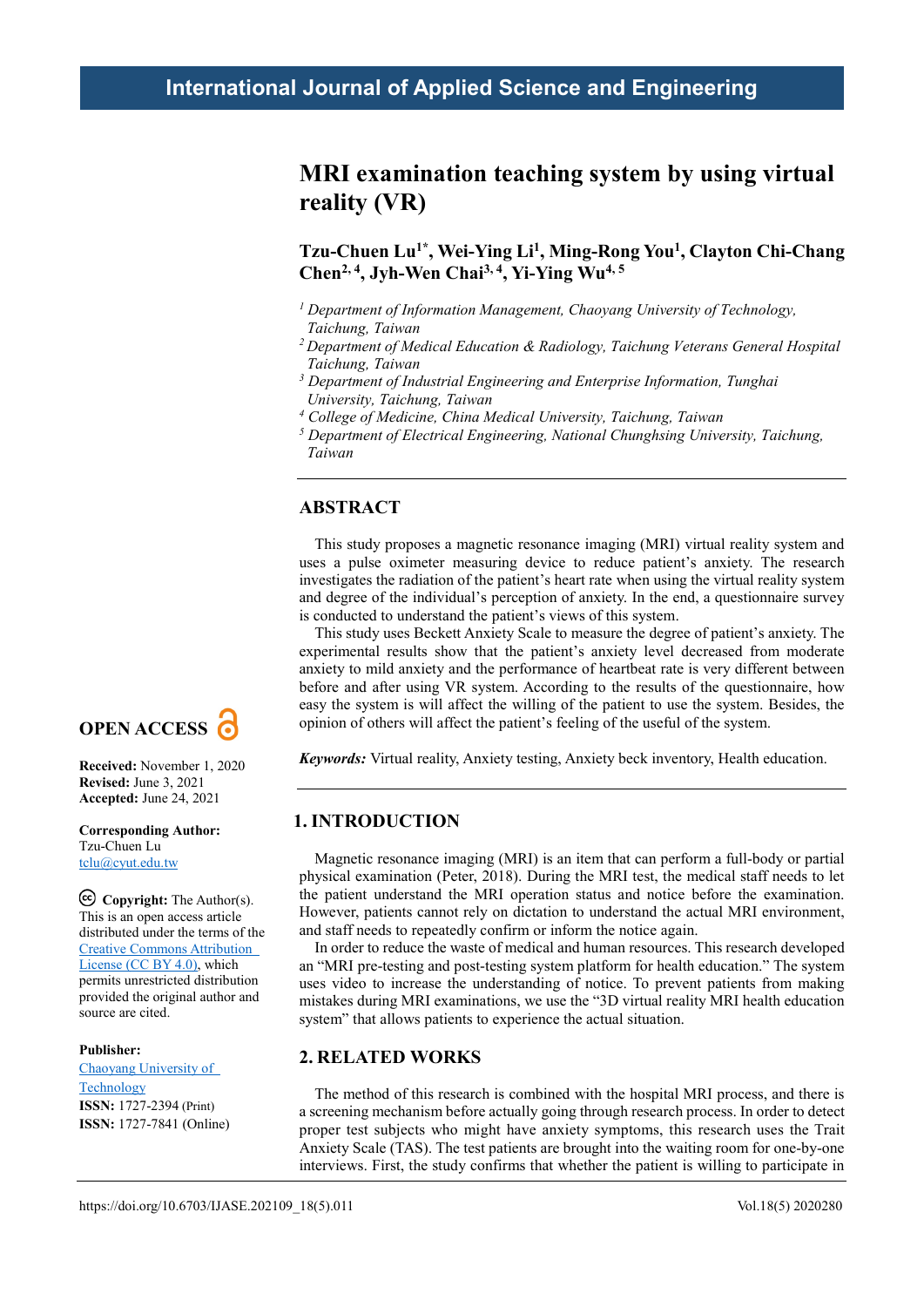# MRI examination teaching system by using virtual reality (VR)

**Tzu-Chuen Lu[1*], Wei-Ying Li[1], Ming-Rong You[1], Clayton Chi-Chang Chen[2, 4], Jyh-Wen Chai[3, 4], Yi-Ying Wu[4, 5]**

*[1] Department of Information Management, Chaoyang University of Technology, Taichung, Taiwan*
*[2] Department of Medical Education & Radiology, Taichung Veterans General Hospital Taichung, Taiwan*
*[3] Department of Industrial Engineering and Enterprise Information, Tunghai University, Taichung, Taiwan*
*[4] College of Medicine, China Medical University, Taichung, Taiwan*
*[5] Department of Electrical Engineering, National Chunghsing University, Taichung, Taiwan*

**OPEN ACCESS**

**Received:** November 1, 2020
**Revised:** June 3, 2021
**Accepted:** June 24, 2021

**Corresponding Author:**
Tzu-Chuen Lu
tclu@cyut.edu.tw

**Copyright:** The Author(s). This is an open access article distributed under the terms of the Creative Commons Attribution License (CC BY 4.0), which permits unrestricted distribution provided the original author and source are cited.

**Publisher:**
Chaoyang University of Technology
**ISSN:** 1727-2394 (Print)
**ISSN:** 1727-7841 (Online)

## ABSTRACT

This study proposes a magnetic resonance imaging (MRI) virtual reality system and uses a pulse oximeter measuring device to reduce patient's anxiety. The research investigates the radiation of the patient's heart rate when using the virtual reality system and degree of the individual's perception of anxiety. In the end, a questionnaire survey is conducted to understand the patient's views of this system.

This study uses Beckett Anxiety Scale to measure the degree of patient's anxiety. The experimental results show that the patient's anxiety level decreased from moderate anxiety to mild anxiety and the performance of heartbeat rate is very different between before and after using VR system. According to the results of the questionnaire, how easy the system is will affect the willing of the patient to use the system. Besides, the opinion of others will affect the patient's feeling of the useful of the system.

***Keywords:*** Virtual reality, Anxiety testing, Anxiety beck inventory, Health education.

## 1. INTRODUCTION

Magnetic resonance imaging (MRI) is an item that can perform a full-body or partial physical examination (Peter, 2018). During the MRI test, the medical staff needs to let the patient understand the MRI operation status and notice before the examination. However, patients cannot rely on dictation to understand the actual MRI environment, and staff needs to repeatedly confirm or inform the notice again.

In order to reduce the waste of medical and human resources. This research developed an "MRI pre-testing and post-testing system platform for health education." The system uses video to increase the understanding of notice. To prevent patients from making mistakes during MRI examinations, we use the "3D virtual reality MRI health education system" that allows patients to experience the actual situation.

## 2. RELATED WORKS

The method of this research is combined with the hospital MRI process, and there is a screening mechanism before actually going through research process. In order to detect proper test subjects who might have anxiety symptoms, this research uses the Trait Anxiety Scale (TAS). The test patients are brought into the waiting room for one-by-one interviews. First, the study confirms that whether the patient is willing to participate in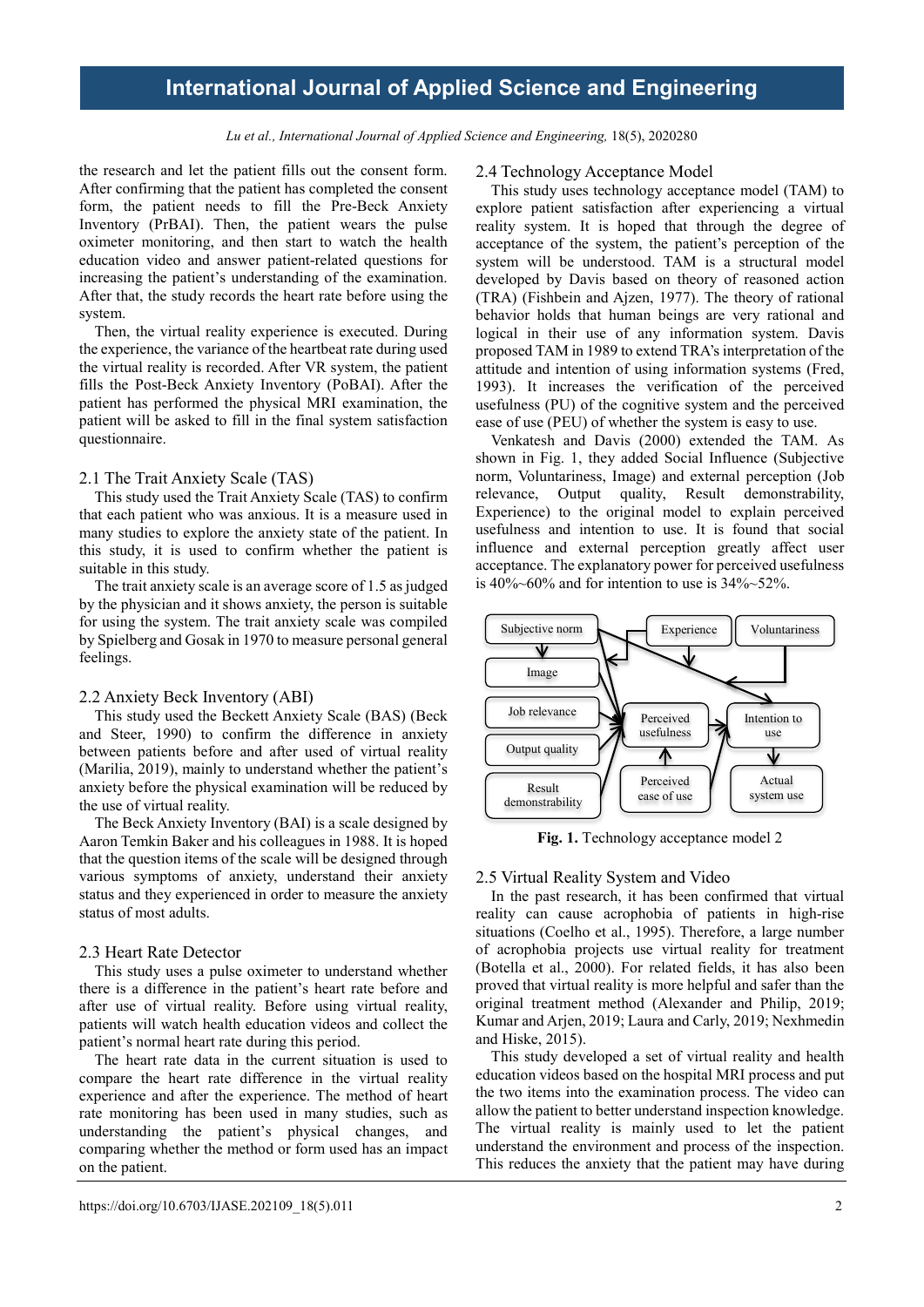the research and let the patient fills out the consent form. After confirming that the patient has completed the consent form, the patient needs to fill the Pre-Beck Anxiety Inventory (PrBAI). Then, the patient wears the pulse oximeter monitoring, and then start to watch the health education video and answer patient-related questions for increasing the patient's understanding of the examination. After that, the study records the heart rate before using the system.

Then, the virtual reality experience is executed. During the experience, the variance of the heartbeat rate during used the virtual reality is recorded. After VR system, the patient fills the Post-Beck Anxiety Inventory (PoBAI). After the patient has performed the physical MRI examination, the patient will be asked to fill in the final system satisfaction questionnaire.

## 2.1 The Trait Anxiety Scale (TAS)

This study used the Trait Anxiety Scale (TAS) to confirm that each patient who was anxious. It is a measure used in many studies to explore the anxiety state of the patient. In this study, it is used to confirm whether the patient is suitable in this study.

The trait anxiety scale is an average score of 1.5 as judged by the physician and it shows anxiety, the person is suitable for using the system. The trait anxiety scale was compiled by Spielberg and Gosak in 1970 to measure personal general feelings.

## 2.2 Anxiety Beck Inventory (ABI)

This study used the Beckett Anxiety Scale (BAS) (Beck and Steer, 1990) to confirm the difference in anxiety between patients before and after used of virtual reality (Marilia, 2019), mainly to understand whether the patient's anxiety before the physical examination will be reduced by the use of virtual reality.

The Beck Anxiety Inventory (BAI) is a scale designed by Aaron Temkin Baker and his colleagues in 1988. It is hoped that the question items of the scale will be designed through various symptoms of anxiety, understand their anxiety status and they experienced in order to measure the anxiety status of most adults.

## 2.3 Heart Rate Detector

This study uses a pulse oximeter to understand whether there is a difference in the patient's heart rate before and after use of virtual reality. Before using virtual reality, patients will watch health education videos and collect the patient's normal heart rate during this period.

The heart rate data in the current situation is used to compare the heart rate difference in the virtual reality experience and after the experience. The method of heart rate monitoring has been used in many studies, such as understanding the patient's physical changes, and comparing whether the method or form used has an impact on the patient.

## 2.4 Technology Acceptance Model

This study uses technology acceptance model (TAM) to explore patient satisfaction after experiencing a virtual reality system. It is hoped that through the degree of acceptance of the system, the patient's perception of the system will be understood. TAM is a structural model developed by Davis based on theory of reasoned action (TRA) (Fishbein and Ajzen, 1977). The theory of rational behavior holds that human beings are very rational and logical in their use of any information system. Davis proposed TAM in 1989 to extend TRA's interpretation of the attitude and intention of using information systems (Fred, 1993). It increases the verification of the perceived usefulness (PU) of the cognitive system and the perceived ease of use (PEU) of whether the system is easy to use.

Venkatesh and Davis (2000) extended the TAM. As shown in Fig. 1, they added Social Influence (Subjective norm, Voluntariness, Image) and external perception (Job relevance, Output quality, Result demonstrability, Experience) to the original model to explain perceived usefulness and intention to use. It is found that social influence and external perception greatly affect user acceptance. The explanatory power for perceived usefulness is 40%~60% and for intention to use is 34%~52%.

**Fig. 1.** Technology acceptance model 2

## 2.5 Virtual Reality System and Video

In the past research, it has been confirmed that virtual reality can cause acrophobia of patients in high-rise situations (Coelho et al., 1995). Therefore, a large number of acrophobia projects use virtual reality for treatment (Botella et al., 2000). For related fields, it has also been proved that virtual reality is more helpful and safer than the original treatment method (Alexander and Philip, 2019; Kumar and Arjen, 2019; Laura and Carly, 2019; Nexhmedin and Hiske, 2015).

This study developed a set of virtual reality and health education videos based on the hospital MRI process and put the two items into the examination process. The video can allow the patient to better understand inspection knowledge. The virtual reality is mainly used to let the patient understand the environment and process of the inspection. This reduces the anxiety that the patient may have during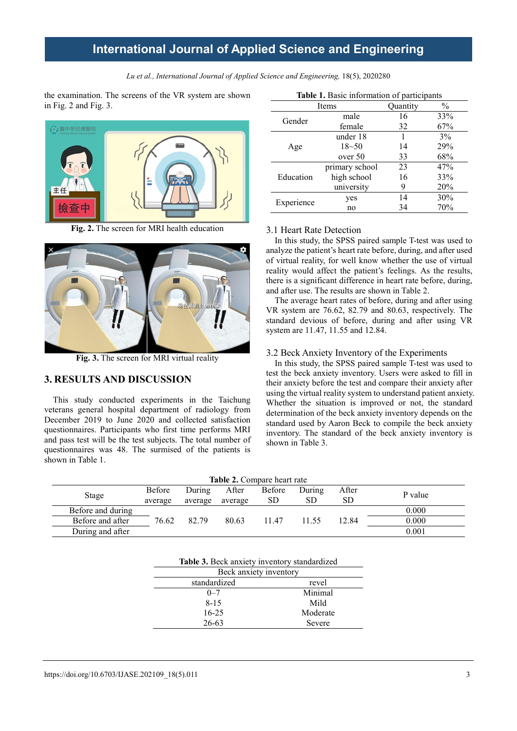the examination. The screens of the VR system are shown in Fig. 2 and Fig. 3.

**Fig. 2.** The screen for MRI health education

**Fig. 3.** The screen for MRI virtual reality

## 3. RESULTS AND DISCUSSION

This study conducted experiments in the Taichung veterans general hospital department of radiology from December 2019 to June 2020 and collected satisfaction questionnaires. Participants who first time performs MRI and pass test will be the test subjects. The total number of questionnaires was 48. The surmised of the patients is shown in Table 1.

**Table 1.** Basic information of participants

| Items | | Quantity | % |
|---|---|---|---|
| Gender | male | 16 | 33% |
| | female | 32 | 67% |
| Age | under 18 | 1 | 3% |
| | 18~50 | 14 | 29% |
| | over 50 | 33 | 68% |
| Education | primary school | 23 | 47% |
| | high school | 16 | 33% |
| | university | 9 | 20% |
| Experience | yes | 14 | 30% |
| | no | 34 | 70% |

### 3.1 Heart Rate Detection

In this study, the SPSS paired sample T-test was used to analyze the patient's heart rate before, during, and after used of virtual reality, for well know whether the use of virtual reality would affect the patient's feelings. As the results, there is a significant difference in heart rate before, during, and after use. The results are shown in Table 2.

The average heart rates of before, during and after using VR system are 76.62, 82.79 and 80.63, respectively. The standard devious of before, during and after using VR system are 11.47, 11.55 and 12.84.

### 3.2 Beck Anxiety Inventory of the Experiments

In this study, the SPSS paired sample T-test was used to test the beck anxiety inventory. Users were asked to fill in their anxiety before the test and compare their anxiety after using the virtual reality system to understand patient anxiety. Whether the situation is improved or not, the standard determination of the beck anxiety inventory depends on the standard used by Aaron Beck to compile the beck anxiety inventory. The standard of the beck anxiety inventory is shown in Table 3.

**Table 2.** Compare heart rate

| Stage | Before average | During average | After average | Before SD | During SD | After SD | P value |
|---|---|---|---|---|---|---|---|
| Before and during | 76.62 | 82.79 | 80.63 | 11.47 | 11.55 | 12.84 | 0.000 |
| Before and after | | | | | | | 0.000 |
| During and after | | | | | | | 0.001 |

**Table 3.** Beck anxiety inventory standardized

| Beck anxiety inventory | |
|---|---|
| standardized | revel |
| 0–7 | Minimal |
| 8-15 | Mild |
| 16-25 | Moderate |
| 26-63 | Severe |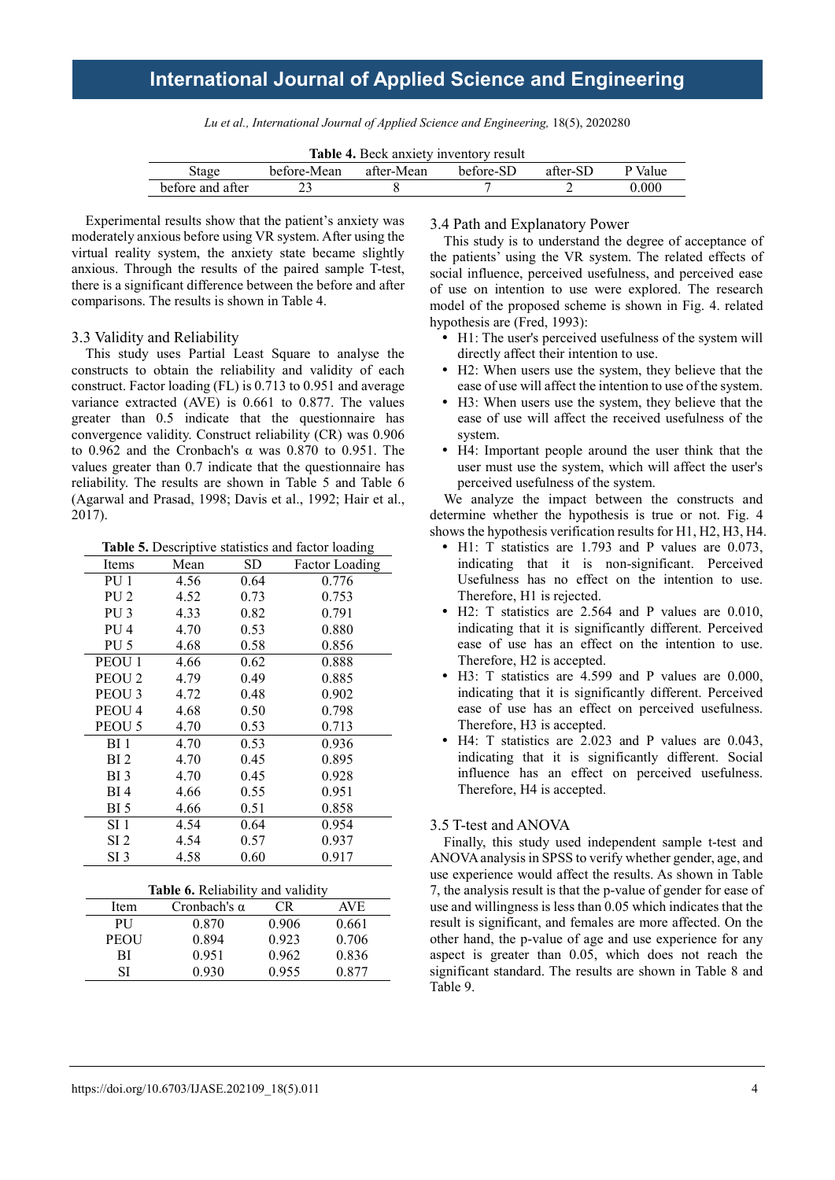**Table 4.** Beck anxiety inventory result

| Stage | before-Mean | after-Mean | before-SD | after-SD | P Value |
|---|---|---|---|---|---|
| before and after | 23 | 8 | 7 | 2 | 0.000 |

Experimental results show that the patient's anxiety was moderately anxious before using VR system. After using the virtual reality system, the anxiety state became slightly anxious. Through the results of the paired sample T-test, there is a significant difference between the before and after comparisons. The results is shown in Table 4.

### 3.3 Validity and Reliability

This study uses Partial Least Square to analyse the constructs to obtain the reliability and validity of each construct. Factor loading (FL) is 0.713 to 0.951 and average variance extracted (AVE) is 0.661 to 0.877. The values greater than 0.5 indicate that the questionnaire has convergence validity. Construct reliability (CR) was 0.906 to 0.962 and the Cronbach's α was 0.870 to 0.951. The values greater than 0.7 indicate that the questionnaire has reliability. The results are shown in Table 5 and Table 6 (Agarwal and Prasad, 1998; Davis et al., 1992; Hair et al., 2017).

**Table 5.** Descriptive statistics and factor loading

| Items | Mean | SD | Factor Loading |
|---|---|---|---|
| PU 1 | 4.56 | 0.64 | 0.776 |
| PU 2 | 4.52 | 0.73 | 0.753 |
| PU 3 | 4.33 | 0.82 | 0.791 |
| PU 4 | 4.70 | 0.53 | 0.880 |
| PU 5 | 4.68 | 0.58 | 0.856 |
| PEOU 1 | 4.66 | 0.62 | 0.888 |
| PEOU 2 | 4.79 | 0.49 | 0.885 |
| PEOU 3 | 4.72 | 0.48 | 0.902 |
| PEOU 4 | 4.68 | 0.50 | 0.798 |
| PEOU 5 | 4.70 | 0.53 | 0.713 |
| BI 1 | 4.70 | 0.53 | 0.936 |
| BI 2 | 4.70 | 0.45 | 0.895 |
| BI 3 | 4.70 | 0.45 | 0.928 |
| BI 4 | 4.66 | 0.55 | 0.951 |
| BI 5 | 4.66 | 0.51 | 0.858 |
| SI 1 | 4.54 | 0.64 | 0.954 |
| SI 2 | 4.54 | 0.57 | 0.937 |
| SI 3 | 4.58 | 0.60 | 0.917 |

**Table 6.** Reliability and validity

| Item | Cronbach's α | CR | AVE |
|---|---|---|---|
| PU | 0.870 | 0.906 | 0.661 |
| PEOU | 0.894 | 0.923 | 0.706 |
| BI | 0.951 | 0.962 | 0.836 |
| SI | 0.930 | 0.955 | 0.877 |

### 3.4 Path and Explanatory Power

This study is to understand the degree of acceptance of the patients' using the VR system. The related effects of social influence, perceived usefulness, and perceived ease of use on intention to use were explored. The research model of the proposed scheme is shown in Fig. 4. related hypothesis are (Fred, 1993):

- H1: The user's perceived usefulness of the system will directly affect their intention to use.
- H2: When users use the system, they believe that the ease of use will affect the intention to use of the system.
- H3: When users use the system, they believe that the ease of use will affect the received usefulness of the system.
- H4: Important people around the user think that the user must use the system, which will affect the user's perceived usefulness of the system.

We analyze the impact between the constructs and determine whether the hypothesis is true or not. Fig. 4 shows the hypothesis verification results for H1, H2, H3, H4.

- H1: T statistics are 1.793 and P values are 0.073, indicating that it is non-significant. Perceived Usefulness has no effect on the intention to use. Therefore, H1 is rejected.
- H2: T statistics are 2.564 and P values are 0.010, indicating that it is significantly different. Perceived ease of use has an effect on the intention to use. Therefore, H2 is accepted.
- H3: T statistics are 4.599 and P values are 0.000, indicating that it is significantly different. Perceived ease of use has an effect on perceived usefulness. Therefore, H3 is accepted.
- H4: T statistics are 2.023 and P values are 0.043, indicating that it is significantly different. Social influence has an effect on perceived usefulness. Therefore, H4 is accepted.

### 3.5 T-test and ANOVA

Finally, this study used independent sample t-test and ANOVA analysis in SPSS to verify whether gender, age, and use experience would affect the results. As shown in Table 7, the analysis result is that the p-value of gender for ease of use and willingness is less than 0.05 which indicates that the result is significant, and females are more affected. On the other hand, the p-value of age and use experience for any aspect is greater than 0.05, which does not reach the significant standard. The results are shown in Table 8 and Table 9.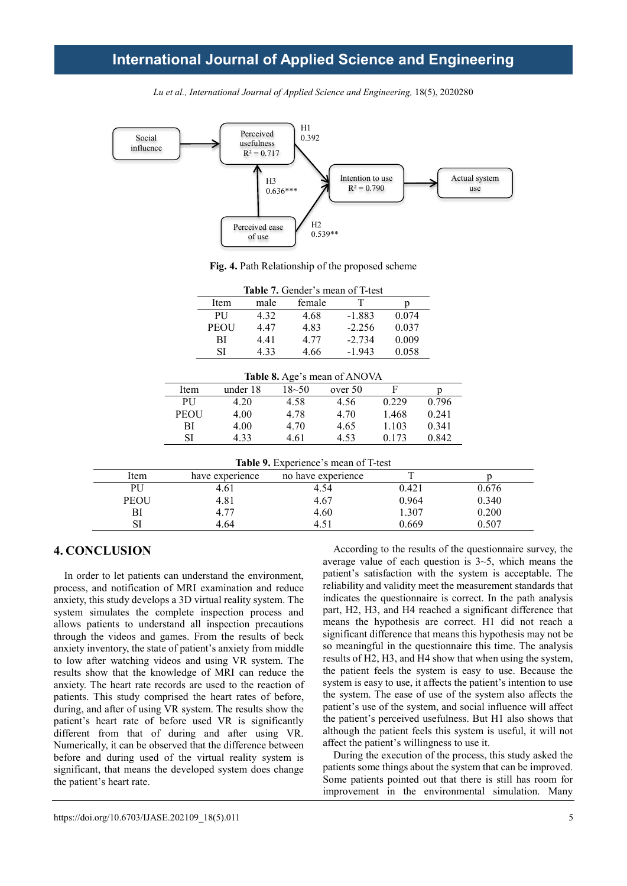Social influence

Perceived usefulness $R^2 = 0.717$

H1 0.392

H3 0.636***

Intention to use $R^2 = 0.790$

Actual system use

Perceived ease of use

H2 0.539**

**Fig. 4.** Path Relationship of the proposed scheme

**Table 7.** Gender's mean of T-test

| Item | male | female | T | p |
|---|---|---|---|---|
| PU | 4.32 | 4.68 | -1.883 | 0.074 |
| PEOU | 4.47 | 4.83 | -2.256 | 0.037 |
| BI | 4.41 | 4.77 | -2.734 | 0.009 |
| SI | 4.33 | 4.66 | -1.943 | 0.058 |

**Table 8.** Age's mean of ANOVA

| Item | under 18 | 18~50 | over 50 | F | p |
|---|---|---|---|---|---|
| PU | 4.20 | 4.58 | 4.56 | 0.229 | 0.796 |
| PEOU | 4.00 | 4.78 | 4.70 | 1.468 | 0.241 |
| BI | 4.00 | 4.70 | 4.65 | 1.103 | 0.341 |
| SI | 4.33 | 4.61 | 4.53 | 0.173 | 0.842 |

**Table 9.** Experience's mean of T-test

| Item | have experience | no have experience | T | p |
|---|---|---|---|---|
| PU | 4.61 | 4.54 | 0.421 | 0.676 |
| PEOU | 4.81 | 4.67 | 0.964 | 0.340 |
| BI | 4.77 | 4.60 | 1.307 | 0.200 |
| SI | 4.64 | 4.51 | 0.669 | 0.507 |

## 4. CONCLUSION

In order to let patients can understand the environment, process, and notification of MRI examination and reduce anxiety, this study develops a 3D virtual reality system. The system simulates the complete inspection process and allows patients to understand all inspection precautions through the videos and games. From the results of beck anxiety inventory, the state of patient's anxiety from middle to low after watching videos and using VR system. The results show that the knowledge of MRI can reduce the anxiety. The heart rate records are used to the reaction of patients. This study comprised the heart rates of before, during, and after of using VR system. The results show the patient's heart rate of before used VR is significantly different from that of during and after using VR. Numerically, it can be observed that the difference between before and during used of the virtual reality system is significant, that means the developed system does change the patient's heart rate.

According to the results of the questionnaire survey, the average value of each question is 3~5, which means the patient's satisfaction with the system is acceptable. The reliability and validity meet the measurement standards that indicates the questionnaire is correct. In the path analysis part, H2, H3, and H4 reached a significant difference that means the hypothesis are correct. H1 did not reach a significant difference that means this hypothesis may not be so meaningful in the questionnaire this time. The analysis results of H2, H3, and H4 show that when using the system, the patient feels the system is easy to use. Because the system is easy to use, it affects the patient's intention to use the system. The ease of use of the system also affects the patient's use of the system, and social influence will affect the patient's perceived usefulness. But H1 also shows that although the patient feels this system is useful, it will not affect the patient's willingness to use it.

During the execution of the process, this study asked the patients some things about the system that can be improved. Some patients pointed out that there is still has room for improvement in the environmental simulation. Many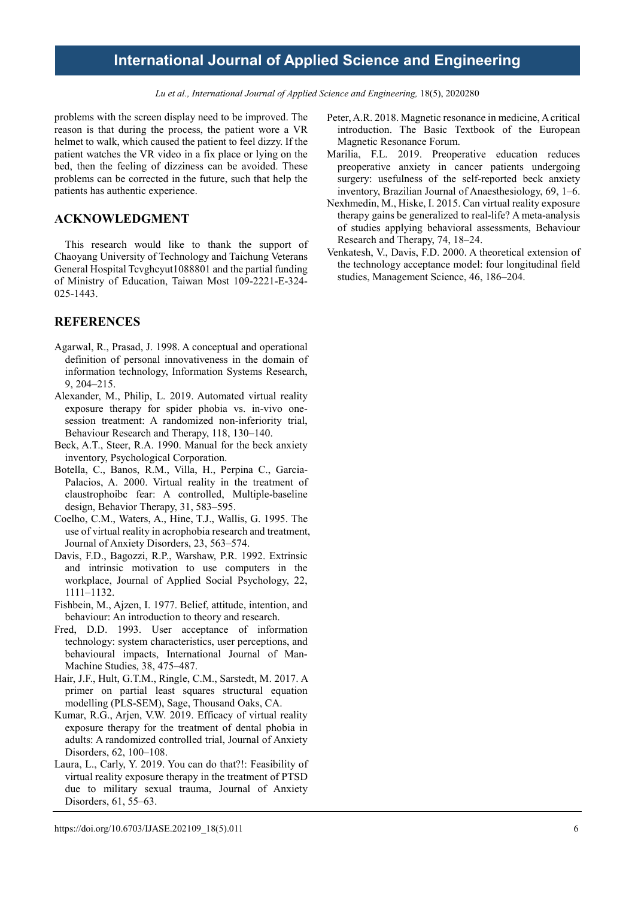problems with the screen display need to be improved. The reason is that during the process, the patient wore a VR helmet to walk, which caused the patient to feel dizzy. If the patient watches the VR video in a fix place or lying on the bed, then the feeling of dizziness can be avoided. These problems can be corrected in the future, such that help the patients has authentic experience.

## ACKNOWLEDGMENT

This research would like to thank the support of Chaoyang University of Technology and Taichung Veterans General Hospital Tcvghcyut1088801 and the partial funding of Ministry of Education, Taiwan Most 109-2221-E-324-025-1443.

## REFERENCES

Agarwal, R., Prasad, J. 1998. A conceptual and operational definition of personal innovativeness in the domain of information technology, Information Systems Research, 9, 204–215.

Alexander, M., Philip, L. 2019. Automated virtual reality exposure therapy for spider phobia vs. in-vivo one-session treatment: A randomized non-inferiority trial, Behaviour Research and Therapy, 118, 130–140.

Beck, A.T., Steer, R.A. 1990. Manual for the beck anxiety inventory, Psychological Corporation.

Botella, C., Banos, R.M., Villa, H., Perpina C., Garcia-Palacios, A. 2000. Virtual reality in the treatment of claustrophoibc fear: A controlled, Multiple-baseline design, Behavior Therapy, 31, 583–595.

Coelho, C.M., Waters, A., Hine, T.J., Wallis, G. 1995. The use of virtual reality in acrophobia research and treatment, Journal of Anxiety Disorders, 23, 563–574.

Davis, F.D., Bagozzi, R.P., Warshaw, P.R. 1992. Extrinsic and intrinsic motivation to use computers in the workplace, Journal of Applied Social Psychology, 22, 1111–1132.

Fishbein, M., Ajzen, I. 1977. Belief, attitude, intention, and behaviour: An introduction to theory and research.

Fred, D.D. 1993. User acceptance of information technology: system characteristics, user perceptions, and behavioural impacts, International Journal of Man-Machine Studies, 38, 475–487.

Hair, J.F., Hult, G.T.M., Ringle, C.M., Sarstedt, M. 2017. A primer on partial least squares structural equation modelling (PLS-SEM), Sage, Thousand Oaks, CA.

Kumar, R.G., Arjen, V.W. 2019. Efficacy of virtual reality exposure therapy for the treatment of dental phobia in adults: A randomized controlled trial, Journal of Anxiety Disorders, 62, 100–108.

Laura, L., Carly, Y. 2019. You can do that?!: Feasibility of virtual reality exposure therapy in the treatment of PTSD due to military sexual trauma, Journal of Anxiety Disorders, 61, 55–63.

Peter, A.R. 2018. Magnetic resonance in medicine, A critical introduction. The Basic Textbook of the European Magnetic Resonance Forum.

Marilia, F.L. 2019. Preoperative education reduces preoperative anxiety in cancer patients undergoing surgery: usefulness of the self-reported beck anxiety inventory, Brazilian Journal of Anaesthesiology, 69, 1–6.

Nexhmedin, M., Hiske, I. 2015. Can virtual reality exposure therapy gains be generalized to real-life? A meta-analysis of studies applying behavioral assessments, Behaviour Research and Therapy, 74, 18–24.

Venkatesh, V., Davis, F.D. 2000. A theoretical extension of the technology acceptance model: four longitudinal field studies, Management Science, 46, 186–204.